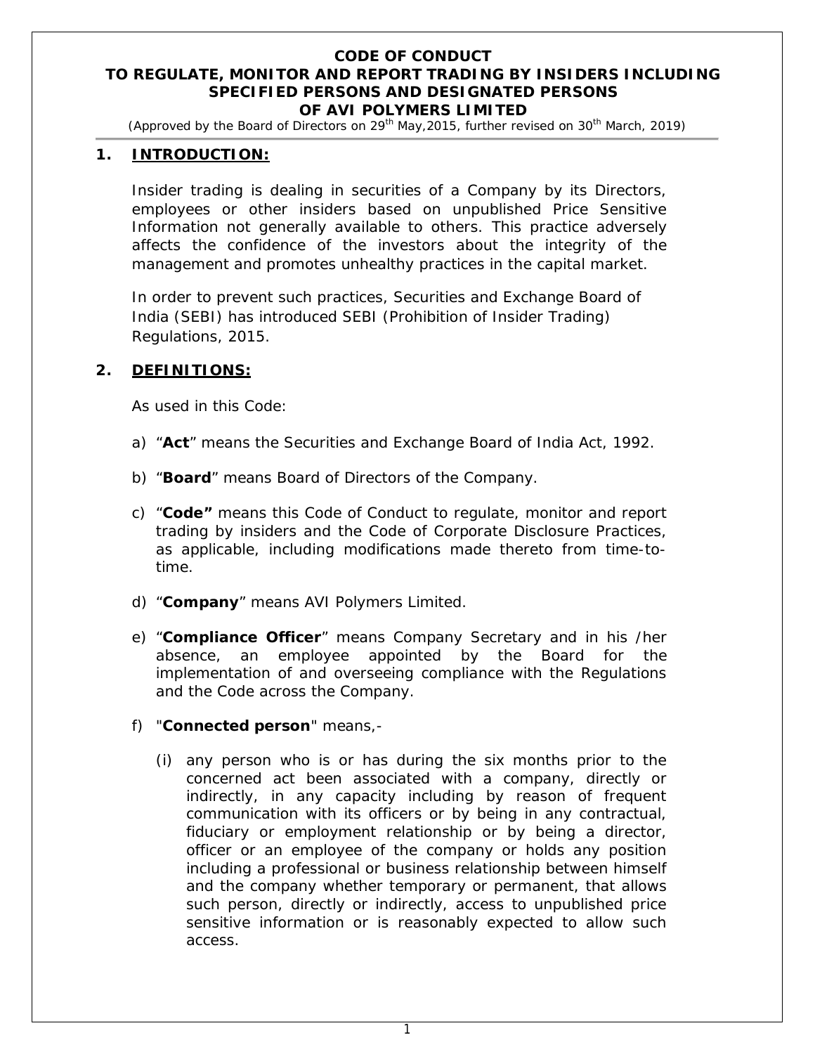# CODE OF CONDUCT
# TO REGULATE, MONITOR AND REPORT TRADING BY INSIDERS INCLUDING SPECIFIED PERSONS AND DESIGNATED PERSONS OF AVI POLYMERS LIMITED

*(Approved by the Board of Directors on 29th May,2015, further revised on 30th March, 2019)*

## 1. INTRODUCTION:

Insider trading is dealing in securities of a Company by its Directors, employees or other insiders based on unpublished Price Sensitive Information not generally available to others. This practice adversely affects the confidence of the investors about the integrity of the management and promotes unhealthy practices in the capital market.

In order to prevent such practices, Securities and Exchange Board of India (SEBI) has introduced SEBI (Prohibition of Insider Trading) Regulations, 2015.

## 2. DEFINITIONS:

As used in this Code:

a) "**Act**" means the Securities and Exchange Board of India Act, 1992.

b) "**Board**" means Board of Directors of the Company.

c) "**Code"** means this Code of Conduct to regulate, monitor and report trading by insiders and the Code of Corporate Disclosure Practices, as applicable, including modifications made thereto from time-to-time.

d) "**Company**" means AVI Polymers Limited.

e) "**Compliance Officer**" means Company Secretary and in his /her absence, an employee appointed by the Board for the implementation of and overseeing compliance with the Regulations and the Code across the Company.

f) "**Connected person**" means,-

(i) any person who is or has during the six months prior to the concerned act been associated with a company, directly or indirectly, in any capacity including by reason of frequent communication with its officers or by being in any contractual, fiduciary or employment relationship or by being a director, officer or an employee of the company or holds any position including a professional or business relationship between himself and the company whether temporary or permanent, that allows such person, directly or indirectly, access to unpublished price sensitive information or is reasonably expected to allow such access.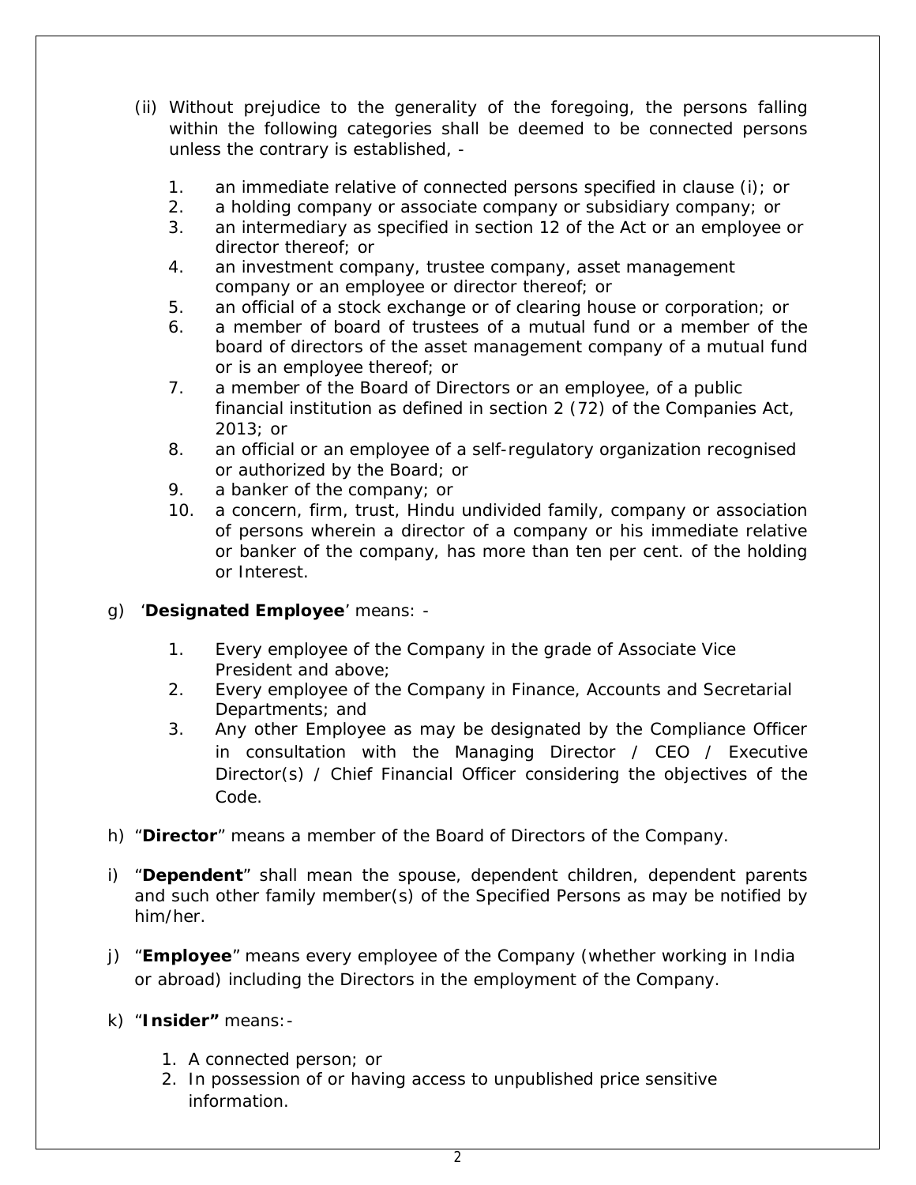(ii) Without prejudice to the generality of the foregoing, the persons falling within the following categories shall be deemed to be connected persons unless the contrary is established, -

1. an immediate relative of connected persons specified in clause (i); or
2. a holding company or associate company or subsidiary company; or
3. an intermediary as specified in section 12 of the Act or an employee or director thereof; or
4. an investment company, trustee company, asset management company or an employee or director thereof; or
5. an official of a stock exchange or of clearing house or corporation; or
6. a member of board of trustees of a mutual fund or a member of the board of directors of the asset management company of a mutual fund or is an employee thereof; or
7. a member of the Board of Directors or an employee, of a public financial institution as defined in section 2 (72) of the Companies Act, 2013; or
8. an official or an employee of a self-regulatory organization recognised or authorized by the Board; or
9. a banker of the company; or
10. a concern, firm, trust, Hindu undivided family, company or association of persons wherein a director of a company or his immediate relative or banker of the company, has more than ten per cent. of the holding or Interest.

g) '**Designated Employee**' means: -

1. Every employee of the Company in the grade of Associate Vice President and above;
2. Every employee of the Company in Finance, Accounts and Secretarial Departments; and
3. Any other Employee as may be designated by the Compliance Officer in consultation with the Managing Director / CEO / Executive Director(s) / Chief Financial Officer considering the objectives of the Code.

h) "**Director**" means a member of the Board of Directors of the Company.

i) "**Dependent**" shall mean the spouse, dependent children, dependent parents and such other family member(s) of the Specified Persons as may be notified by him/her.

j) "**Employee**" means every employee of the Company (whether working in India or abroad) including the Directors in the employment of the Company.

k) "**Insider"** means:-

1. A connected person; or
2. In possession of or having access to unpublished price sensitive information.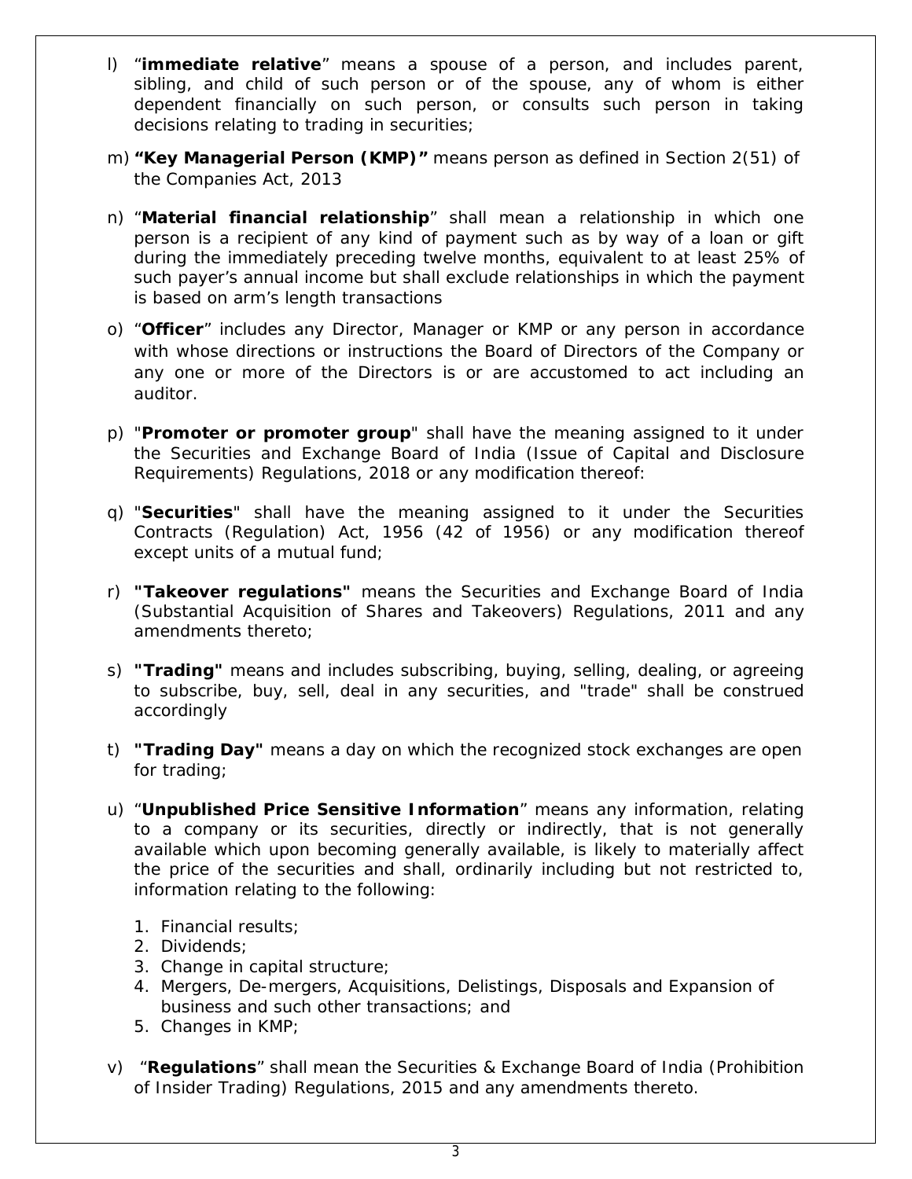l) "**immediate relative**" means a spouse of a person, and includes parent, sibling, and child of such person or of the spouse, any of whom is either dependent financially on such person, or consults such person in taking decisions relating to trading in securities;

m) **"Key Managerial Person (KMP)"** means person as defined in Section 2(51) of the Companies Act, 2013

n) "**Material financial relationship**" shall mean a relationship in which one person is a recipient of any kind of payment such as by way of a loan or gift during the immediately preceding twelve months, equivalent to at least 25% of such payer's annual income but shall exclude relationships in which the payment is based on arm's length transactions

o) "**Officer**" includes any Director, Manager or KMP or any person in accordance with whose directions or instructions the Board of Directors of the Company or any one or more of the Directors is or are accustomed to act including an auditor.

p) "**Promoter or promoter group**" shall have the meaning assigned to it under the Securities and Exchange Board of India (Issue of Capital and Disclosure Requirements) Regulations, 2018 or any modification thereof:

q) "**Securities**" shall have the meaning assigned to it under the Securities Contracts (Regulation) Act, 1956 (42 of 1956) or any modification thereof except units of a mutual fund;

r) **"Takeover regulations"** means the Securities and Exchange Board of India (Substantial Acquisition of Shares and Takeovers) Regulations, 2011 and any amendments thereto;

s) **"Trading"** means and includes subscribing, buying, selling, dealing, or agreeing to subscribe, buy, sell, deal in any securities, and "trade" shall be construed accordingly

t) **"Trading Day"** means a day on which the recognized stock exchanges are open for trading;

u) "**Unpublished Price Sensitive Information**" means any information, relating to a company or its securities, directly or indirectly, that is not generally available which upon becoming generally available, is likely to materially affect the price of the securities and shall, ordinarily including but not restricted to, information relating to the following:

   1. Financial results;
   2. Dividends;
   3. Change in capital structure;
   4. Mergers, De-mergers, Acquisitions, Delistings, Disposals and Expansion of business and such other transactions; and
   5. Changes in KMP;

v) "**Regulations**" shall mean the Securities & Exchange Board of India (Prohibition of Insider Trading) Regulations, 2015 and any amendments thereto.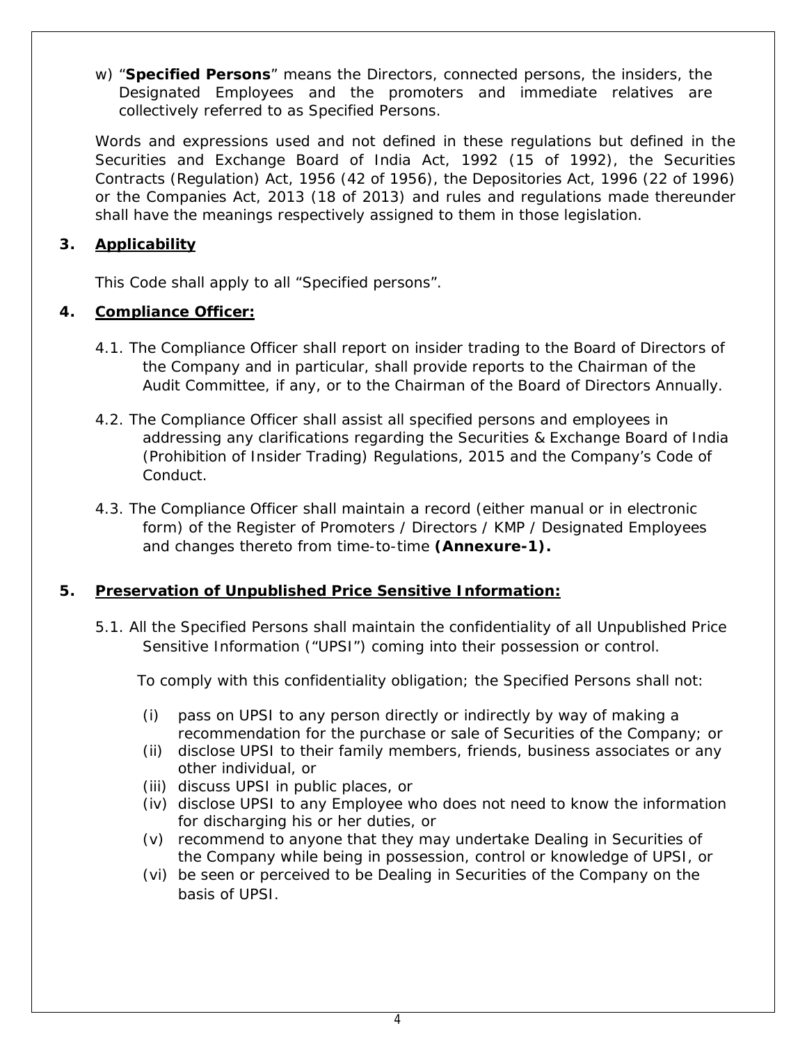w) "**Specified Persons**" means the Directors, connected persons, the insiders, the Designated Employees and the promoters and immediate relatives are collectively referred to as Specified Persons.

Words and expressions used and not defined in these regulations but defined in the Securities and Exchange Board of India Act, 1992 (15 of 1992), the Securities Contracts (Regulation) Act, 1956 (42 of 1956), the Depositories Act, 1996 (22 of 1996) or the Companies Act, 2013 (18 of 2013) and rules and regulations made thereunder shall have the meanings respectively assigned to them in those legislation.

## 3. <u>Applicability</u>

This Code shall apply to all "Specified persons".

## 4. <u>Compliance Officer:</u>

4.1. The Compliance Officer shall report on insider trading to the Board of Directors of the Company and in particular, shall provide reports to the Chairman of the Audit Committee, if any, or to the Chairman of the Board of Directors Annually.

4.2. The Compliance Officer shall assist all specified persons and employees in addressing any clarifications regarding the Securities & Exchange Board of India (Prohibition of Insider Trading) Regulations, 2015 and the Company's Code of Conduct.

4.3. The Compliance Officer shall maintain a record (either manual or in electronic form) of the Register of Promoters / Directors / KMP / Designated Employees and changes thereto from time-to-time **(Annexure-1).**

## 5. <u>Preservation of Unpublished Price Sensitive Information:</u>

5.1. All the Specified Persons shall maintain the confidentiality of all Unpublished Price Sensitive Information ("UPSI") coming into their possession or control.

To comply with this confidentiality obligation; the Specified Persons shall not:

(i) pass on UPSI to any person directly or indirectly by way of making a recommendation for the purchase or sale of Securities of the Company; or
(ii) disclose UPSI to their family members, friends, business associates or any other individual, or
(iii) discuss UPSI in public places, or
(iv) disclose UPSI to any Employee who does not need to know the information for discharging his or her duties, or
(v) recommend to anyone that they may undertake Dealing in Securities of the Company while being in possession, control or knowledge of UPSI, or
(vi) be seen or perceived to be Dealing in Securities of the Company on the basis of UPSI.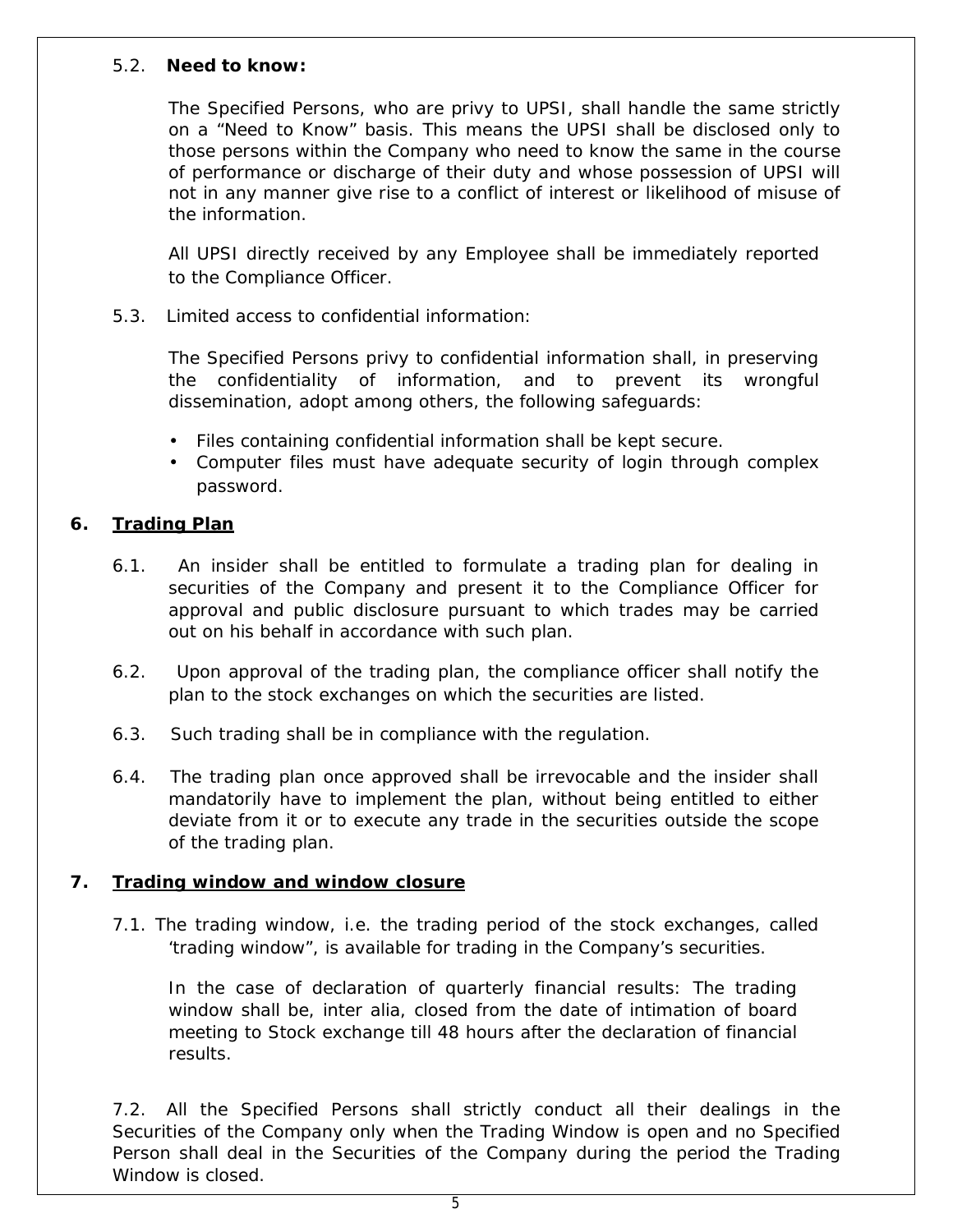5.2. **Need to know:**

The Specified Persons, who are privy to UPSI, shall handle the same strictly on a “Need to Know” basis. This means the UPSI shall be disclosed only to those persons within the Company who need to know the same in the course of performance or discharge of their duty and whose possession of UPSI will not in any manner give rise to a conflict of interest or likelihood of misuse of the information.

All UPSI directly received by any Employee shall be immediately reported to the Compliance Officer.

5.3. Limited access to confidential information:

The Specified Persons privy to confidential information shall, in preserving the confidentiality of information, and to prevent its wrongful dissemination, adopt among others, the following safeguards:

- Files containing confidential information shall be kept secure.
- Computer files must have adequate security of login through complex password.

## 6. Trading Plan

6.1. An insider shall be entitled to formulate a trading plan for dealing in securities of the Company and present it to the Compliance Officer for approval and public disclosure pursuant to which trades may be carried out on his behalf in accordance with such plan.

6.2. Upon approval of the trading plan, the compliance officer shall notify the plan to the stock exchanges on which the securities are listed.

6.3. Such trading shall be in compliance with the regulation.

6.4. The trading plan once approved shall be irrevocable and the insider shall mandatorily have to implement the plan, without being entitled to either deviate from it or to execute any trade in the securities outside the scope of the trading plan.

## 7. Trading window and window closure

7.1. The trading window, i.e. the trading period of the stock exchanges, called ‘trading window”, is available for trading in the Company’s securities.

In the case of declaration of quarterly financial results: The trading window shall be, inter alia, closed from the date of intimation of board meeting to Stock exchange till 48 hours after the declaration of financial results.

7.2. All the Specified Persons shall strictly conduct all their dealings in the Securities of the Company only when the Trading Window is open and no Specified Person shall deal in the Securities of the Company during the period the Trading Window is closed.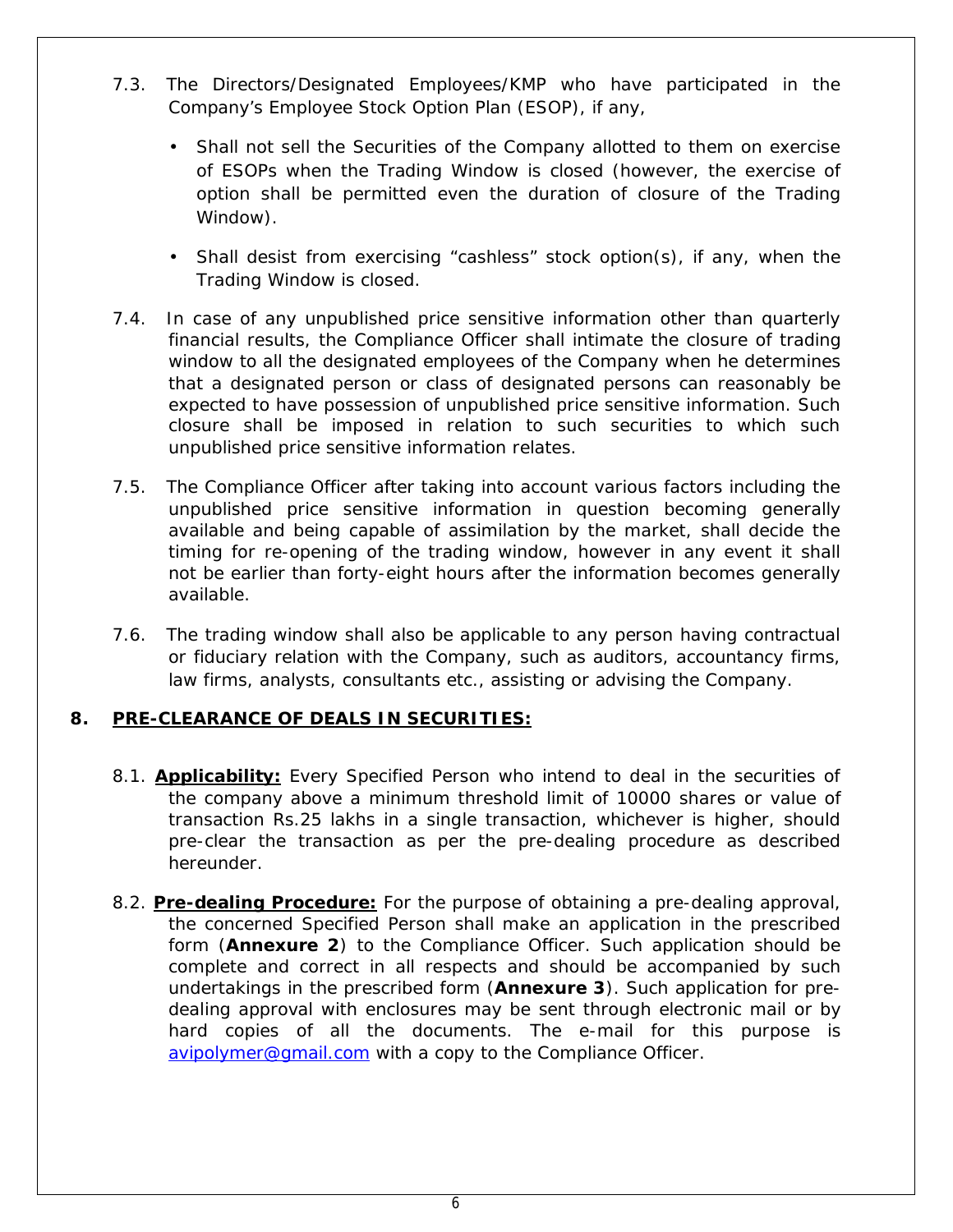7.3. The Directors/Designated Employees/KMP who have participated in the Company's Employee Stock Option Plan (ESOP), if any,

- Shall not sell the Securities of the Company allotted to them on exercise of ESOPs when the Trading Window is closed (however, the exercise of option shall be permitted even the duration of closure of the Trading Window).
- Shall desist from exercising "cashless" stock option(s), if any, when the Trading Window is closed.

7.4. In case of any unpublished price sensitive information other than quarterly financial results, the Compliance Officer shall intimate the closure of trading window to all the designated employees of the Company when he determines that a designated person or class of designated persons can reasonably be expected to have possession of unpublished price sensitive information. Such closure shall be imposed in relation to such securities to which such unpublished price sensitive information relates.

7.5. The Compliance Officer after taking into account various factors including the unpublished price sensitive information in question becoming generally available and being capable of assimilation by the market, shall decide the timing for re-opening of the trading window, however in any event it shall not be earlier than forty-eight hours after the information becomes generally available.

7.6. The trading window shall also be applicable to any person having contractual or fiduciary relation with the Company, such as auditors, accountancy firms, law firms, analysts, consultants etc., assisting or advising the Company.

## 8. PRE-CLEARANCE OF DEALS IN SECURITIES:

8.1. **Applicability:** Every Specified Person who intend to deal in the securities of the company above a minimum threshold limit of 10000 shares or value of transaction Rs.25 lakhs in a single transaction, whichever is higher, should pre-clear the transaction as per the pre-dealing procedure as described hereunder.

8.2. **Pre-dealing Procedure:** For the purpose of obtaining a pre-dealing approval, the concerned Specified Person shall make an application in the prescribed form (**Annexure 2**) to the Compliance Officer. Such application should be complete and correct in all respects and should be accompanied by such undertakings in the prescribed form (**Annexure 3**). Such application for pre-dealing approval with enclosures may be sent through electronic mail or by hard copies of all the documents. The e-mail for this purpose is avipolymer@gmail.com with a copy to the Compliance Officer.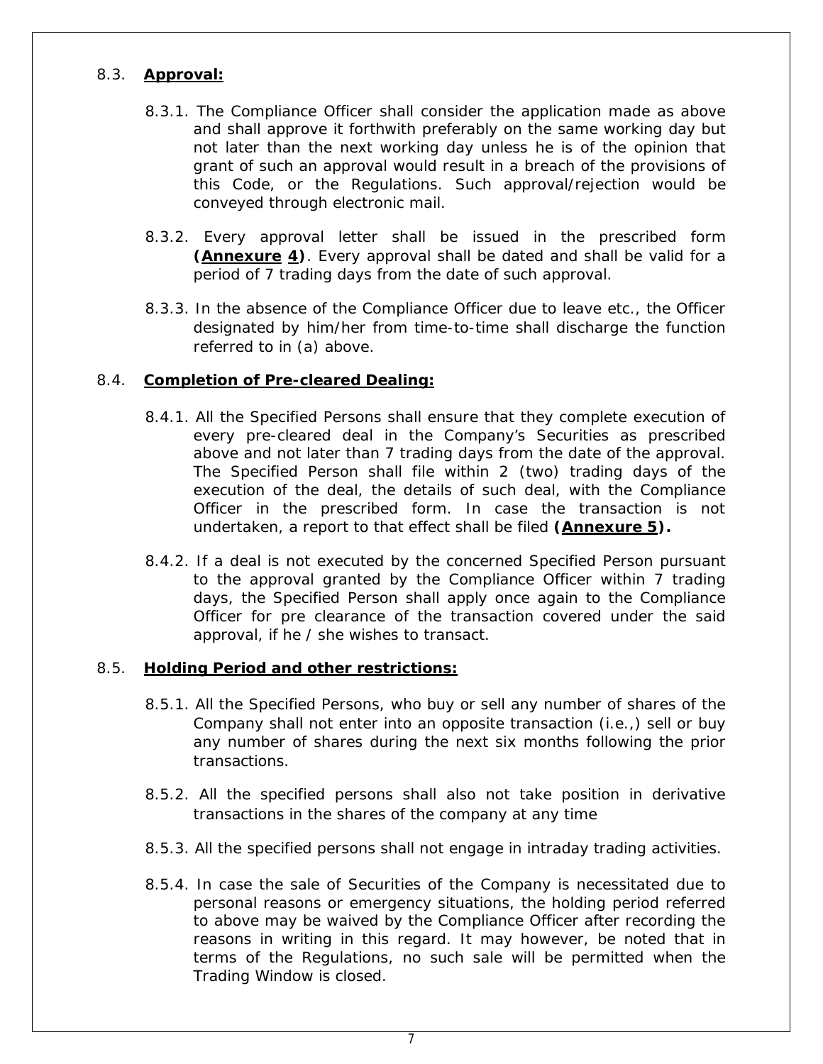### 8.3. **Approval:**

8.3.1. The Compliance Officer shall consider the application made as above and shall approve it forthwith preferably on the same working day but not later than the next working day unless he is of the opinion that grant of such an approval would result in a breach of the provisions of this Code, or the Regulations. Such approval/rejection would be conveyed through electronic mail.

8.3.2. Every approval letter shall be issued in the prescribed form **(Annexure 4)**. Every approval shall be dated and shall be valid for a period of 7 trading days from the date of such approval.

8.3.3. In the absence of the Compliance Officer due to leave etc., the Officer designated by him/her from time-to-time shall discharge the function referred to in (a) above.

### 8.4. **Completion of Pre-cleared Dealing:**

8.4.1. All the Specified Persons shall ensure that they complete execution of every pre-cleared deal in the Company's Securities as prescribed above and not later than 7 trading days from the date of the approval. The Specified Person shall file within 2 (two) trading days of the execution of the deal, the details of such deal, with the Compliance Officer in the prescribed form. In case the transaction is not undertaken, a report to that effect shall be filed **(Annexure 5).**

8.4.2. If a deal is not executed by the concerned Specified Person pursuant to the approval granted by the Compliance Officer within 7 trading days, the Specified Person shall apply once again to the Compliance Officer for pre clearance of the transaction covered under the said approval, if he / she wishes to transact.

### 8.5. **Holding Period and other restrictions:**

8.5.1. All the Specified Persons, who buy or sell any number of shares of the Company shall not enter into an opposite transaction (i.e.,) sell or buy any number of shares during the next six months following the prior transactions.

8.5.2. All the specified persons shall also not take position in derivative transactions in the shares of the company at any time

8.5.3. All the specified persons shall not engage in intraday trading activities.

8.5.4. In case the sale of Securities of the Company is necessitated due to personal reasons or emergency situations, the holding period referred to above may be waived by the Compliance Officer after recording the reasons in writing in this regard. It may however, be noted that in terms of the Regulations, no such sale will be permitted when the Trading Window is closed.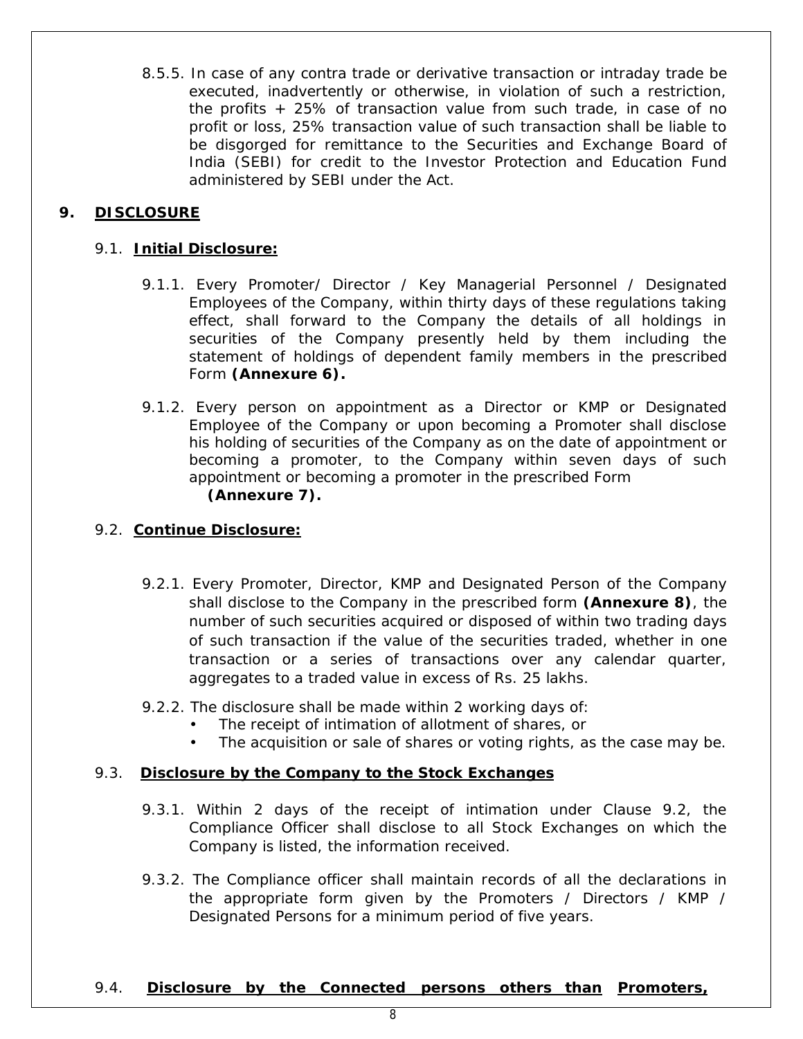8.5.5. In case of any contra trade or derivative transaction or intraday trade be executed, inadvertently or otherwise, in violation of such a restriction, the profits + 25% of transaction value from such trade, in case of no profit or loss, 25% transaction value of such transaction shall be liable to be disgorged for remittance to the Securities and Exchange Board of India (SEBI) for credit to the Investor Protection and Education Fund administered by SEBI under the Act.

## 9. DISCLOSURE

### 9.1. Initial Disclosure:

9.1.1. Every Promoter/ Director / Key Managerial Personnel / Designated Employees of the Company, within thirty days of these regulations taking effect, shall forward to the Company the details of all holdings in securities of the Company presently held by them including the statement of holdings of dependent family members in the prescribed Form **(Annexure 6).**

9.1.2. Every person on appointment as a Director or KMP or Designated Employee of the Company or upon becoming a Promoter shall disclose his holding of securities of the Company as on the date of appointment or becoming a promoter, to the Company within seven days of such appointment or becoming a promoter in the prescribed Form **(Annexure 7).**

### 9.2. Continue Disclosure:

9.2.1. Every Promoter, Director, KMP and Designated Person of the Company shall disclose to the Company in the prescribed form **(Annexure 8)**, the number of such securities acquired or disposed of within two trading days of such transaction if the value of the securities traded, whether in one transaction or a series of transactions over any calendar quarter, aggregates to a traded value in excess of Rs. 25 lakhs.

9.2.2. The disclosure shall be made within 2 working days of:

- The receipt of intimation of allotment of shares, or
- The acquisition or sale of shares or voting rights, as the case may be.

### 9.3. Disclosure by the Company to the Stock Exchanges

9.3.1. Within 2 days of the receipt of intimation under Clause 9.2, the Compliance Officer shall disclose to all Stock Exchanges on which the Company is listed, the information received.

9.3.2. The Compliance officer shall maintain records of all the declarations in the appropriate form given by the Promoters / Directors / KMP / Designated Persons for a minimum period of five years.

### 9.4. Disclosure by the Connected persons others than Promoters,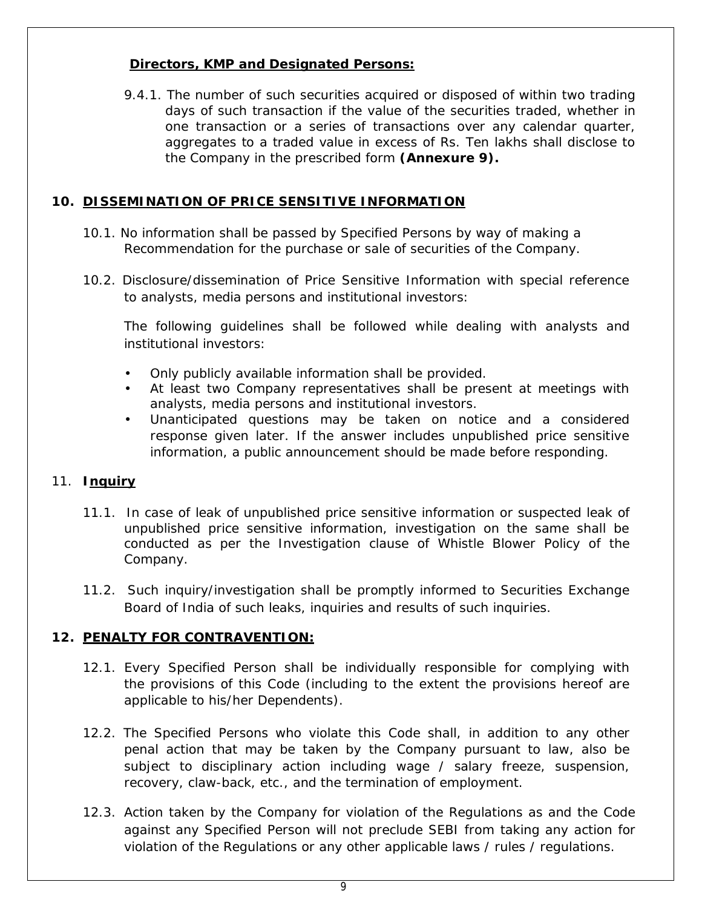**Directors, KMP and Designated Persons:**

9.4.1. The number of such securities acquired or disposed of within two trading days of such transaction if the value of the securities traded, whether in one transaction or a series of transactions over any calendar quarter, aggregates to a traded value in excess of Rs. Ten lakhs shall disclose to the Company in the prescribed form **(Annexure 9).**

## 10. DISSEMINATION OF PRICE SENSITIVE INFORMATION

10.1. No information shall be passed by Specified Persons by way of making a Recommendation for the purchase or sale of securities of the Company.

10.2. Disclosure/dissemination of Price Sensitive Information with special reference to analysts, media persons and institutional investors:

The following guidelines shall be followed while dealing with analysts and institutional investors:

- Only publicly available information shall be provided.
- At least two Company representatives shall be present at meetings with analysts, media persons and institutional investors.
- Unanticipated questions may be taken on notice and a considered response given later. If the answer includes unpublished price sensitive information, a public announcement should be made before responding.

## 11. Inquiry

11.1. In case of leak of unpublished price sensitive information or suspected leak of unpublished price sensitive information, investigation on the same shall be conducted as per the Investigation clause of Whistle Blower Policy of the Company.

11.2. Such inquiry/investigation shall be promptly informed to Securities Exchange Board of India of such leaks, inquiries and results of such inquiries.

## 12. PENALTY FOR CONTRAVENTION:

12.1. Every Specified Person shall be individually responsible for complying with the provisions of this Code (including to the extent the provisions hereof are applicable to his/her Dependents).

12.2. The Specified Persons who violate this Code shall, in addition to any other penal action that may be taken by the Company pursuant to law, also be subject to disciplinary action including wage / salary freeze, suspension, recovery, claw-back, etc., and the termination of employment.

12.3. Action taken by the Company for violation of the Regulations as and the Code against any Specified Person will not preclude SEBI from taking any action for violation of the Regulations or any other applicable laws / rules / regulations.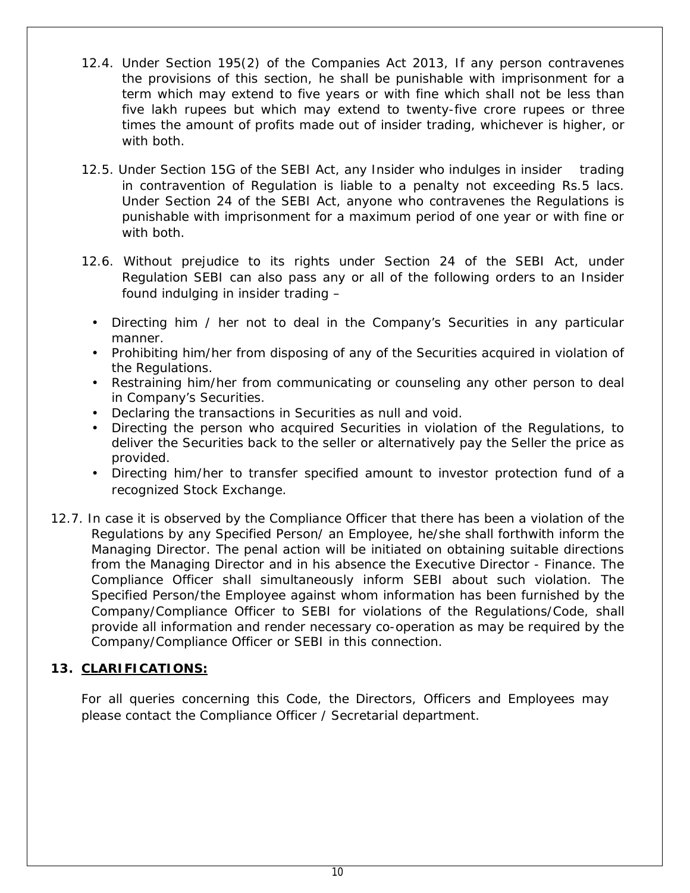12.4. Under Section 195(2) of the Companies Act 2013, If any person contravenes the provisions of this section, he shall be punishable with imprisonment for a term which may extend to five years or with fine which shall not be less than five lakh rupees but which may extend to twenty-five crore rupees or three times the amount of profits made out of insider trading, whichever is higher, or with both.

12.5. Under Section 15G of the SEBI Act, any Insider who indulges in insider trading in contravention of Regulation is liable to a penalty not exceeding Rs.5 lacs. Under Section 24 of the SEBI Act, anyone who contravenes the Regulations is punishable with imprisonment for a maximum period of one year or with fine or with both.

12.6. Without prejudice to its rights under Section 24 of the SEBI Act, under Regulation SEBI can also pass any or all of the following orders to an Insider found indulging in insider trading –

- Directing him / her not to deal in the Company's Securities in any particular manner.
- Prohibiting him/her from disposing of any of the Securities acquired in violation of the Regulations.
- Restraining him/her from communicating or counseling any other person to deal in Company's Securities.
- Declaring the transactions in Securities as null and void.
- Directing the person who acquired Securities in violation of the Regulations, to deliver the Securities back to the seller or alternatively pay the Seller the price as provided.
- Directing him/her to transfer specified amount to investor protection fund of a recognized Stock Exchange.

12.7. In case it is observed by the Compliance Officer that there has been a violation of the Regulations by any Specified Person/ an Employee, he/she shall forthwith inform the Managing Director. The penal action will be initiated on obtaining suitable directions from the Managing Director and in his absence the Executive Director - Finance. The Compliance Officer shall simultaneously inform SEBI about such violation. The Specified Person/the Employee against whom information has been furnished by the Company/Compliance Officer to SEBI for violations of the Regulations/Code, shall provide all information and render necessary co-operation as may be required by the Company/Compliance Officer or SEBI in this connection.

## 13. CLARIFICATIONS:

For all queries concerning this Code, the Directors, Officers and Employees may please contact the Compliance Officer / Secretarial department.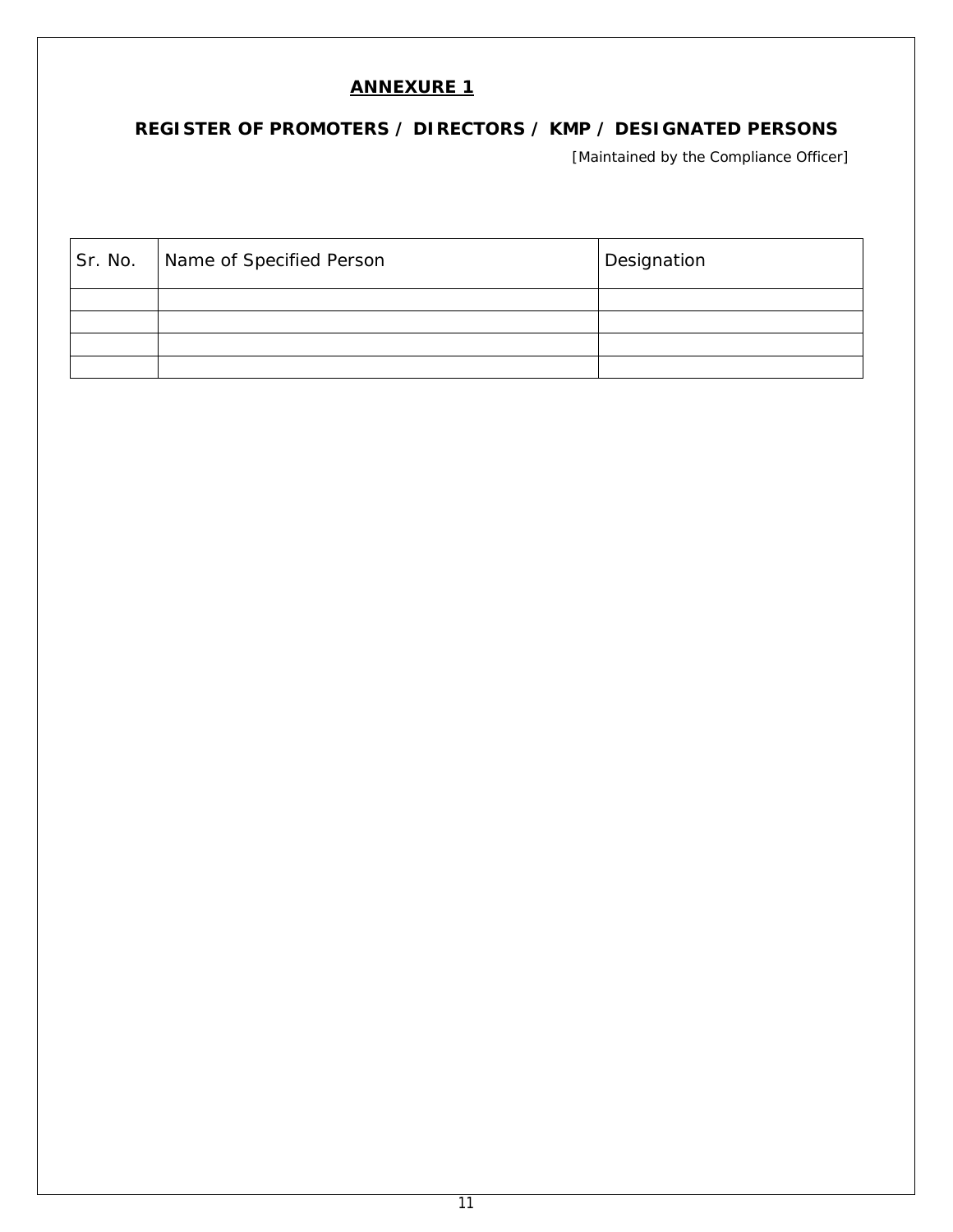**ANNEXURE 1**

**REGISTER OF PROMOTERS / DIRECTORS / KMP / DESIGNATED PERSONS**

[Maintained by the Compliance Officer]

| Sr. No. | Name of Specified Person | Designation |
|---|---|---|
| | | |
| | | |
| | | |
| | | |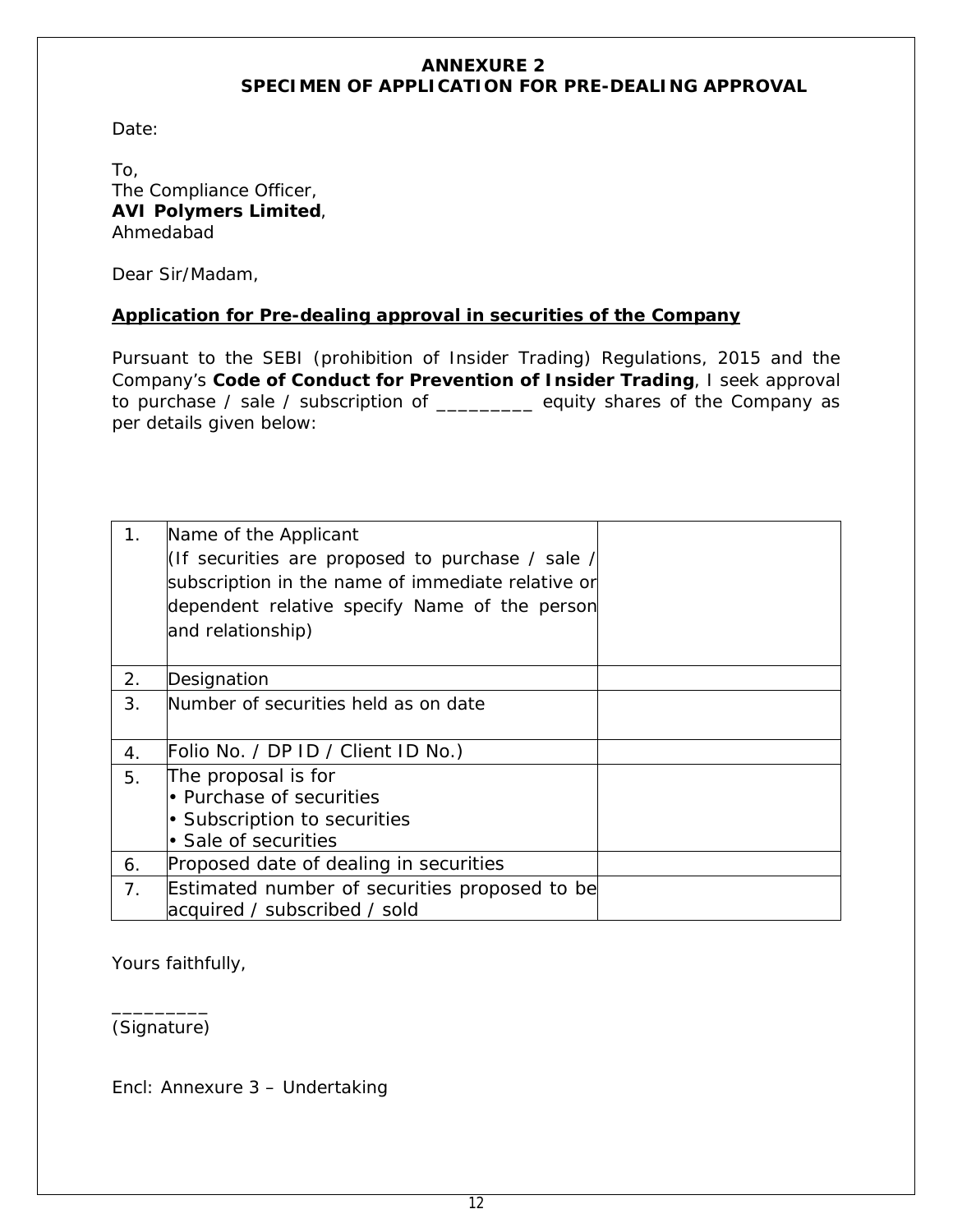## ANNEXURE 2

## SPECIMEN OF APPLICATION FOR PRE-DEALING APPROVAL

Date:

To,
The Compliance Officer,
**AVI Polymers Limited**,
Ahmedabad

Dear Sir/Madam,

**Application for Pre-dealing approval in securities of the Company**

Pursuant to the SEBI (prohibition of Insider Trading) Regulations, 2015 and the Company's **Code of Conduct for Prevention of Insider Trading**, I seek approval to purchase / sale / subscription of _________ equity shares of the Company as per details given below:

| | | |
|---|---|---|
| 1. | Name of the Applicant<br>(If securities are proposed to purchase / sale / subscription in the name of immediate relative or dependent relative specify Name of the person and relationship) | |
| 2. | Designation | |
| 3. | Number of securities held as on date | |
| 4. | Folio No. / DP ID / Client ID No.) | |
| 5. | The proposal is for<br>• Purchase of securities<br>• Subscription to securities<br>• Sale of securities | |
| 6. | Proposed date of dealing in securities | |
| 7. | Estimated number of securities proposed to be acquired / subscribed / sold | |

Yours faithfully,

_________
(Signature)

Encl: Annexure 3 – Undertaking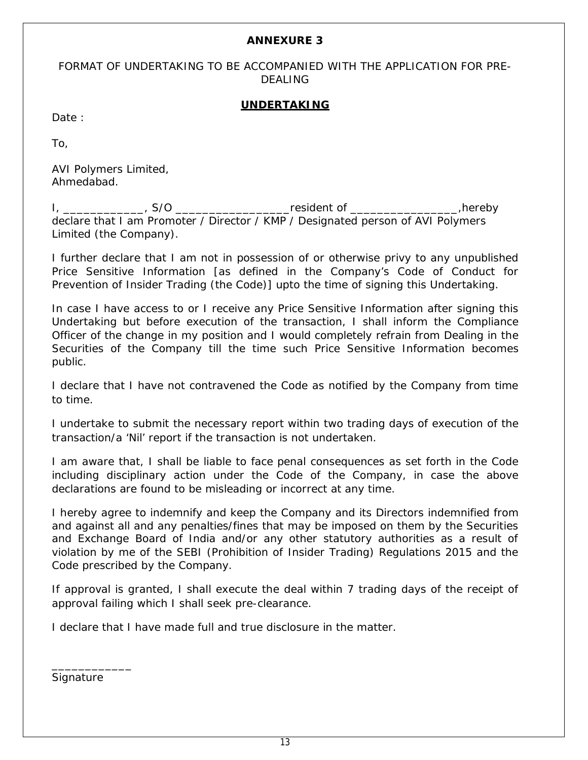**ANNEXURE 3**

FORMAT OF UNDERTAKING TO BE ACCOMPANIED WITH THE APPLICATION FOR PRE-DEALING

**UNDERTAKING**

Date :

To,

AVI Polymers Limited,
Ahmedabad.

I, ____________, S/O _________________resident of ________________,hereby declare that I am Promoter / Director / KMP / Designated person of AVI Polymers Limited (the Company).

I further declare that I am not in possession of or otherwise privy to any unpublished Price Sensitive Information [as defined in the Company's Code of Conduct for Prevention of Insider Trading (the Code)] upto the time of signing this Undertaking.

In case I have access to or I receive any Price Sensitive Information after signing this Undertaking but before execution of the transaction, I shall inform the Compliance Officer of the change in my position and I would completely refrain from Dealing in the Securities of the Company till the time such Price Sensitive Information becomes public.

I declare that I have not contravened the Code as notified by the Company from time to time.

I undertake to submit the necessary report within two trading days of execution of the transaction/a 'Nil' report if the transaction is not undertaken.

I am aware that, I shall be liable to face penal consequences as set forth in the Code including disciplinary action under the Code of the Company, in case the above declarations are found to be misleading or incorrect at any time.

I hereby agree to indemnify and keep the Company and its Directors indemnified from and against all and any penalties/fines that may be imposed on them by the Securities and Exchange Board of India and/or any other statutory authorities as a result of violation by me of the SEBI (Prohibition of Insider Trading) Regulations 2015 and the Code prescribed by the Company.

If approval is granted, I shall execute the deal within 7 trading days of the receipt of approval failing which I shall seek pre-clearance.

I declare that I have made full and true disclosure in the matter.

____________
Signature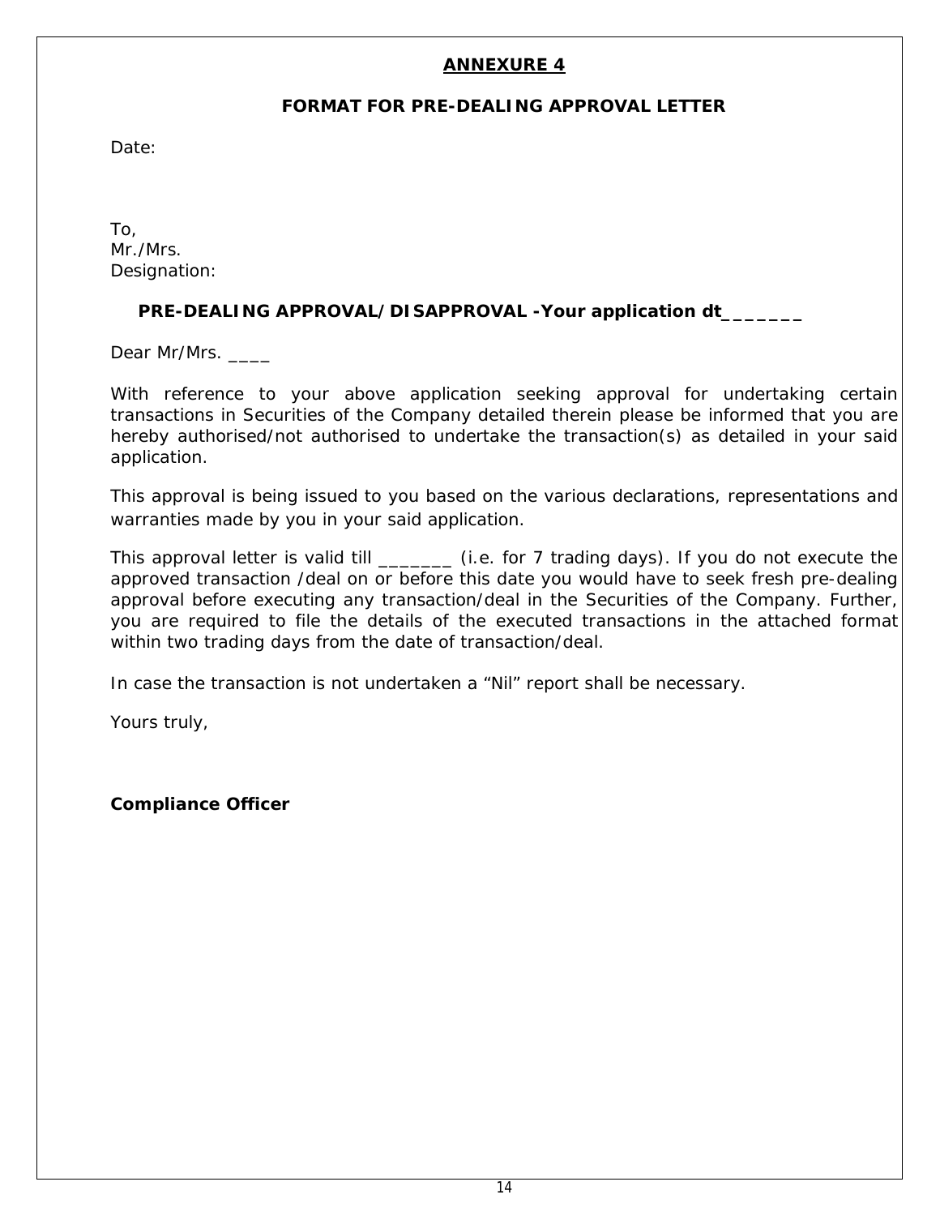## ANNEXURE 4

### FORMAT FOR PRE-DEALING APPROVAL LETTER

Date:

To,
Mr./Mrs.
Designation:

**PRE-DEALING APPROVAL/DISAPPROVAL -Your application dt_______**

Dear Mr/Mrs. ____

With reference to your above application seeking approval for undertaking certain transactions in Securities of the Company detailed therein please be informed that you are hereby authorised/not authorised to undertake the transaction(s) as detailed in your said application.

This approval is being issued to you based on the various declarations, representations and warranties made by you in your said application.

This approval letter is valid till _______ (i.e. for 7 trading days). If you do not execute the approved transaction /deal on or before this date you would have to seek fresh pre-dealing approval before executing any transaction/deal in the Securities of the Company. Further, you are required to file the details of the executed transactions in the attached format within two trading days from the date of transaction/deal.

In case the transaction is not undertaken a “Nil” report shall be necessary.

Yours truly,

**Compliance Officer**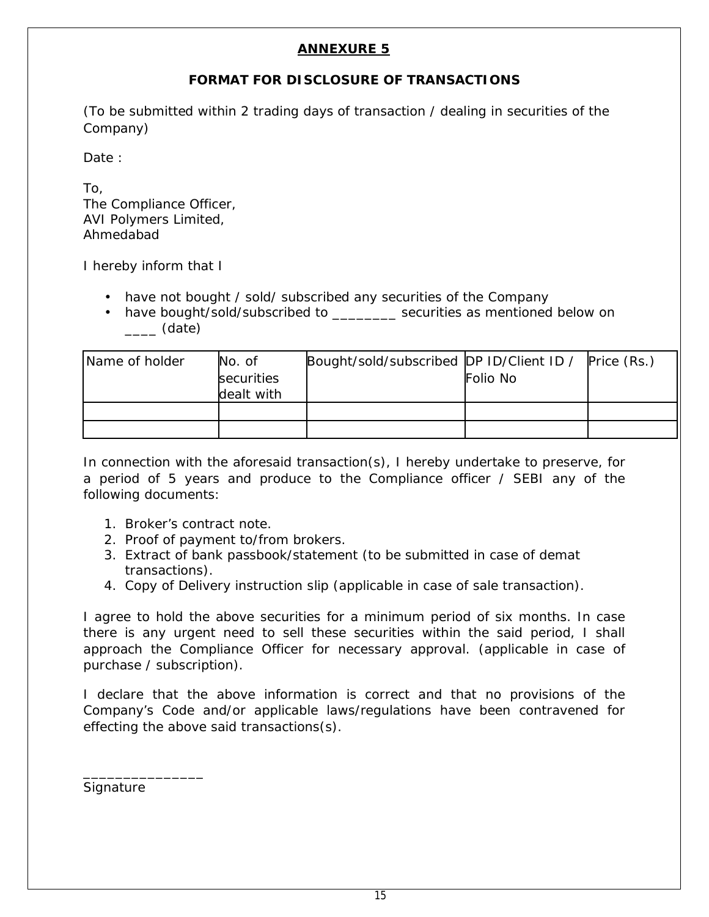# ANNEXURE 5

## FORMAT FOR DISCLOSURE OF TRANSACTIONS

(To be submitted within 2 trading days of transaction / dealing in securities of the Company)

Date :

To,
The Compliance Officer,
AVI Polymers Limited,
Ahmedabad

I hereby inform that I

- have not bought / sold/ subscribed any securities of the Company
- have bought/sold/subscribed to ________ securities as mentioned below on ____ (date)

| Name of holder | No. of securities dealt with | Bought/sold/subscribed | DP ID/Client ID / Folio No | Price (Rs.) |
|---|---|---|---|---|
| | | | | |
| | | | | |

In connection with the aforesaid transaction(s), I hereby undertake to preserve, for a period of 5 years and produce to the Compliance officer / SEBI any of the following documents:

1. Broker's contract note.
2. Proof of payment to/from brokers.
3. Extract of bank passbook/statement (to be submitted in case of demat transactions).
4. Copy of Delivery instruction slip (applicable in case of sale transaction).

I agree to hold the above securities for a minimum period of six months. In case there is any urgent need to sell these securities within the said period, I shall approach the Compliance Officer for necessary approval. (applicable in case of purchase / subscription).

I declare that the above information is correct and that no provisions of the Company's Code and/or applicable laws/regulations have been contravened for effecting the above said transactions(s).

_______________
Signature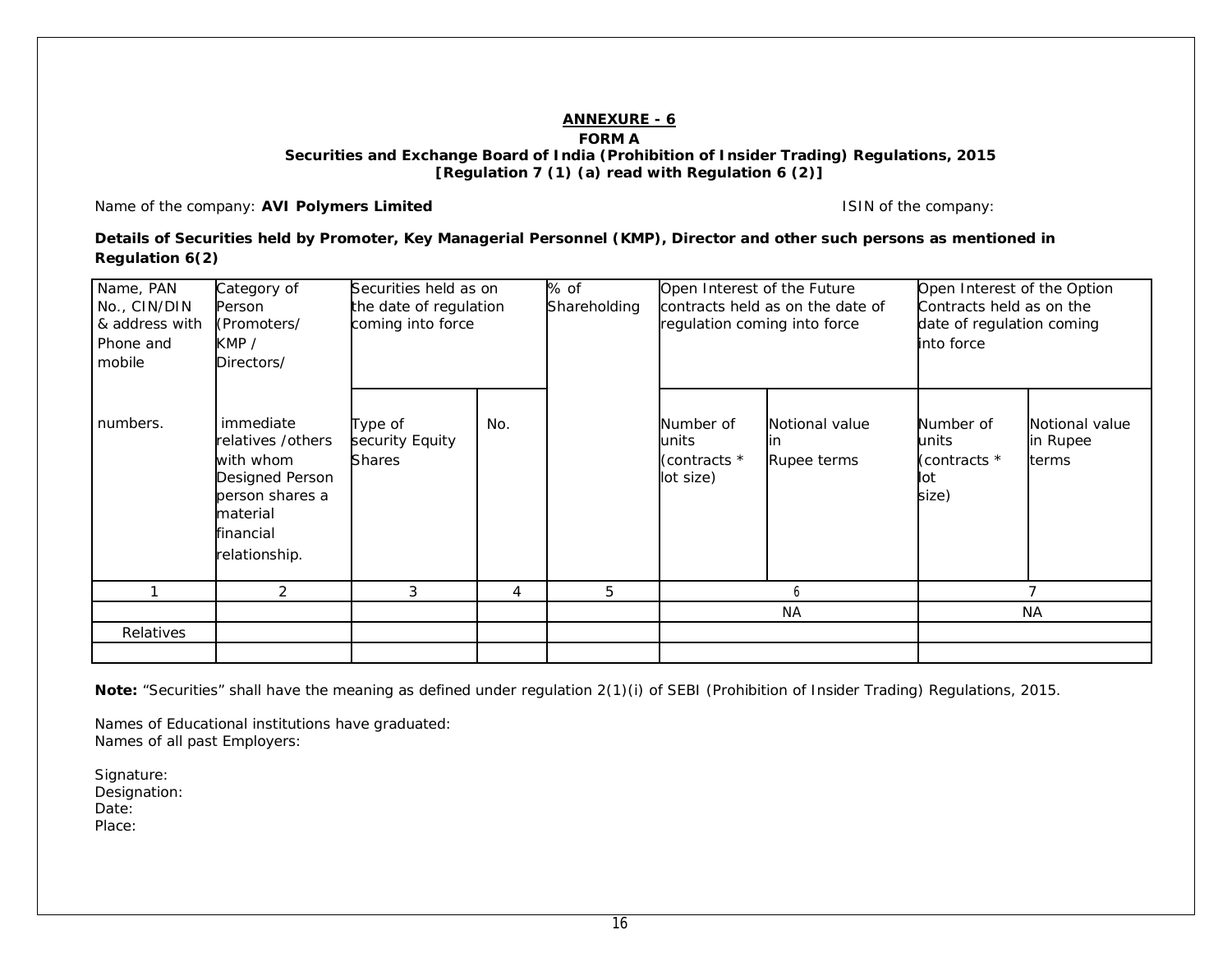## ANNEXURE - 6

**FORM A**

**Securities and Exchange Board of India (Prohibition of Insider Trading) Regulations, 2015**
**[Regulation 7 (1) (a) read with Regulation 6 (2)]**

Name of the company: **AVI Polymers Limited** ISIN of the company:

**Details of Securities held by Promoter, Key Managerial Personnel (KMP), Director and other such persons as mentioned in Regulation 6(2)**

| Name, PAN No., CIN/DIN & address with Phone and mobile numbers. | Category of Person (Promoters/ KMP / Directors/ immediate relatives /others with whom Designed Person person shares a material financial relationship. | Securities held as on the date of regulation coming into force | | % of Shareholding | Open Interest of the Future contracts held as on the date of regulation coming into force | | Open Interest of the Option Contracts held as on the date of regulation coming into force | |
|---|---|---|---|---|---|---|---|---|
| | | Type of security Equity Shares | No. | | Number of units (contracts * lot size) | Notional value in Rupee terms | Number of units (contracts * lot size) | Notional value in Rupee terms |
| 1 | 2 | 3 | 4 | 5 | 6 | | 7 | |
| | | | | | NA | | NA | |
| Relatives | | | | | | | | |
| | | | | | | | | |

**Note:** "Securities" shall have the meaning as defined under regulation 2(1)(i) of SEBI (Prohibition of Insider Trading) Regulations, 2015.

Names of Educational institutions have graduated:
Names of all past Employers:

Signature:
Designation:
Date:
Place: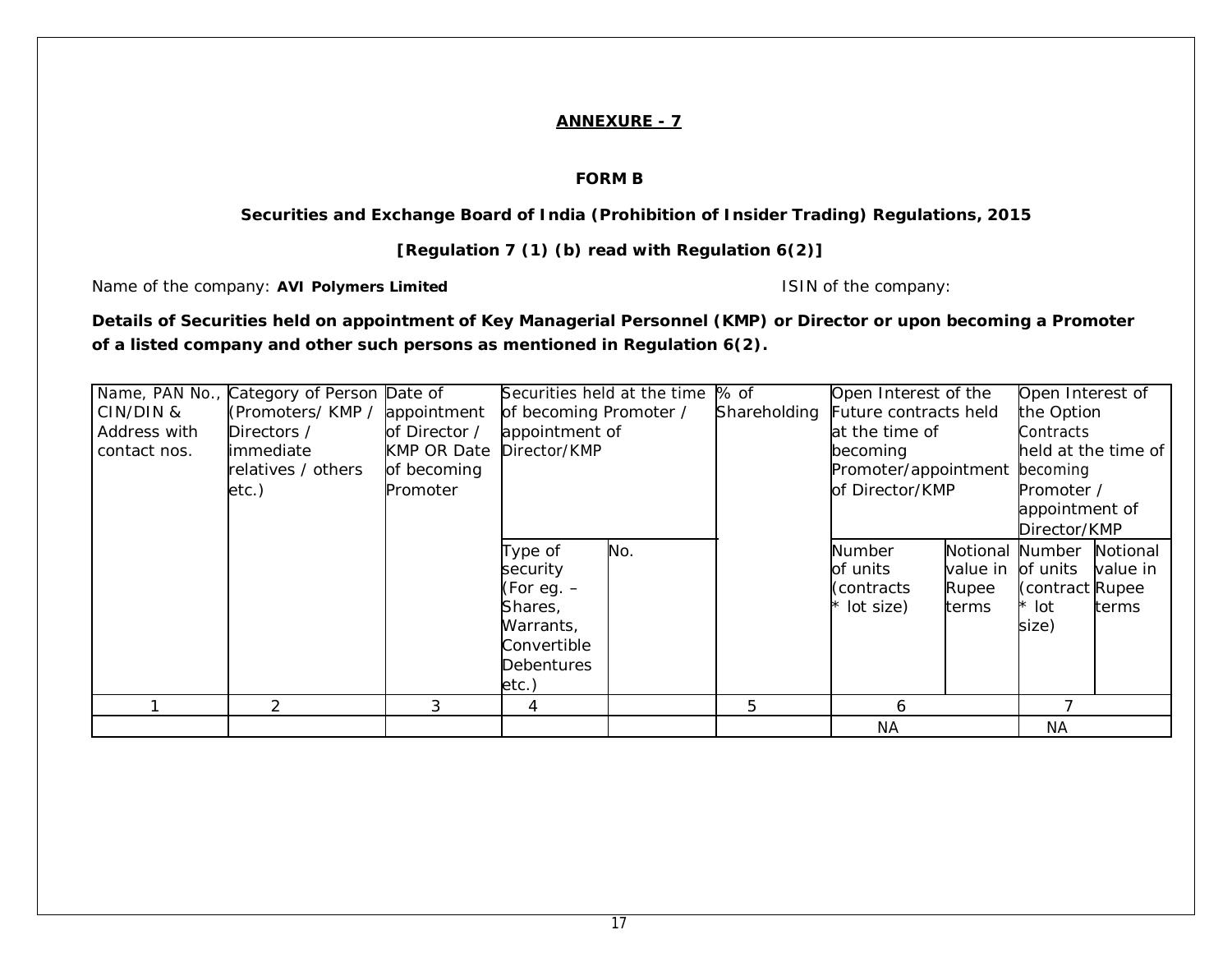## ANNEXURE - 7

**FORM B**

**Securities and Exchange Board of India (Prohibition of Insider Trading) Regulations, 2015**

**[Regulation 7 (1) (b) read with Regulation 6(2)]**

Name of the company: **AVI Polymers Limited**

ISIN of the company:

**Details of Securities held on appointment of Key Managerial Personnel (KMP) or Director or upon becoming a Promoter of a listed company and other such persons as mentioned in Regulation 6(2).**

| Name, PAN No., CIN/DIN & Address with contact nos. | Category of Person (Promoters/ KMP / Directors / immediate relatives / others etc.) | Date of appointment of Director / KMP OR Date of becoming Promoter | Securities held at the time of becoming Promoter / appointment of Director/KMP | | % of Shareholding | Open Interest of the Future contracts held at the time of becoming Promoter/appointment of Director/KMP | | Open Interest of the Option Contracts held at the time of becoming Promoter / appointment of Director/KMP | |
|---|---|---|---|---|---|---|---|---|---|
| | | | Type of security (For eg. – Shares, Warrants, Convertible Debentures etc.) | No. | | Number of units (contracts * lot size) | Notional value in Rupee terms | Number of units (contract * lot size) | Notional value in Rupee terms |
| 1 | 2 | 3 | 4 | | 5 | 6 | | 7 | |
| | | | | | | NA | | NA | |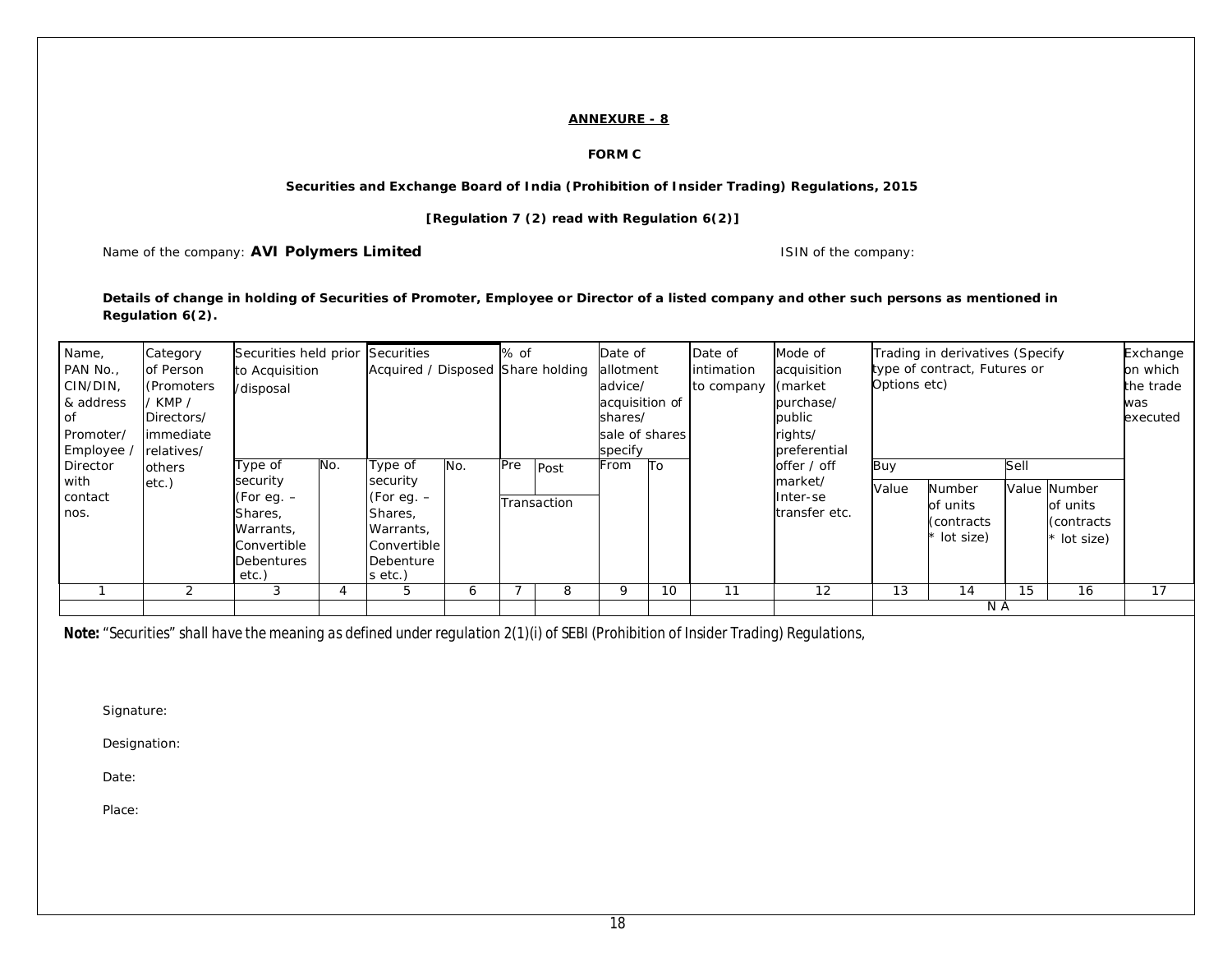**ANNEXURE - 8**

**FORM C**

**Securities and Exchange Board of India (Prohibition of Insider Trading) Regulations, 2015**

**[Regulation 7 (2) read with Regulation 6(2)]**

Name of the company: **AVI Polymers Limited** ISIN of the company:

**Details of change in holding of Securities of Promoter, Employee or Director of a listed company and other such persons as mentioned in Regulation 6(2).**

| Name, PAN No., CIN/DIN, & address of Promoter/ Employee / Director with contact nos. | Category of Person (Promoters / KMP / Directors/ immediate relatives/ others etc.) | Securities held prior to Acquisition /disposal | | Securities Acquired / Disposed | | % of Share holding | | Date of allotment advice/ acquisition of shares/ sale of shares specify | | Date of intimation to company | Mode of acquisition (market purchase/ public rights/ preferential offer / off market/ Inter-se transfer etc. | Trading in derivatives (Specify type of contract, Futures or Options etc) | | | | Exchange on which the trade was executed |
|---|---|---|---|---|---|---|---|---|---|---|---|---|---|---|---|---|
| | | | | | | | | | | | | Buy | | Sell | | |
| | | Type of security (For eg. – Shares, Warrants, Convertible Debentures etc.) | No. | Type of security (For eg. – Shares, Warrants, Convertible Debentures etc.) | No. | Pre | Post Transaction | From | To | | | Value | Number of units (contracts * lot size) | Value | Number of units (contracts * lot size) | |
| 1 | 2 | 3 | 4 | 5 | 6 | 7 | 8 | 9 | 10 | 11 | 12 | 13 | 14 | 15 | 16 | 17 |
| | | | | | | | | | | | | N A | | | | |

**Note:** "Securities" shall have the meaning as defined under regulation 2(1)(i) of SEBI (Prohibition of Insider Trading) Regulations,

Signature:

Designation:

Date:

Place: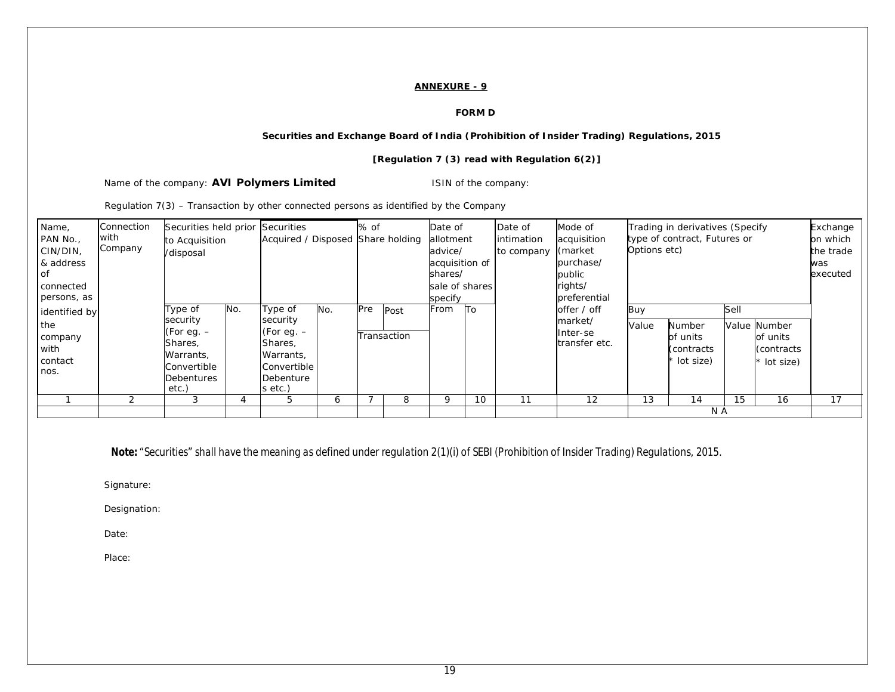**ANNEXURE - 9**

**FORM D**

**Securities and Exchange Board of India (Prohibition of Insider Trading) Regulations, 2015**

**[Regulation 7 (3) read with Regulation 6(2)]**

Name of the company: **AVI Polymers Limited** ISIN of the company:

Regulation 7(3) – Transaction by other connected persons as identified by the Company

| Name, PAN No., CIN/DIN, & address of connected persons, as identified by the company with contact nos. | Connection with Company | Securities held prior to Acquisition /disposal | | Securities Acquired / Disposed | | % of Share holding | | Date of allotment advice/ acquisition of shares/ sale of shares specify | | Date of intimation to company | Mode of acquisition (market purchase/ public rights/ preferential offer / off market/ Inter-se transfer etc. | Trading in derivatives (Specify type of contract, Futures or Options etc) | | | | Exchange on which the trade was executed |
|---|---|---|---|---|---|---|---|---|---|---|---|---|---|---|---|---|
| | | Type of security (For eg. – Shares, Warrants, Convertible Debentures etc.) | No. | Type of security (For eg. – Shares, Warrants, Convertible Debentures etc.) | No. | Pre Transaction | Post Transaction | From | To | | | Buy | | Sell | | |
| | | | | | | | | | | | | Value | Number of units (contracts * lot size) | Value | Number of units (contracts * lot size) | |
| 1 | 2 | 3 | 4 | 5 | 6 | 7 | 8 | 9 | 10 | 11 | 12 | 13 | 14 | 15 | 16 | 17 |
| | | | | | | | | | | | | | N A | | | |

**Note:** "Securities" shall have the meaning as defined under regulation 2(1)(i) of SEBI (Prohibition of Insider Trading) Regulations, 2015.

Signature:

Designation:

Date:

Place: